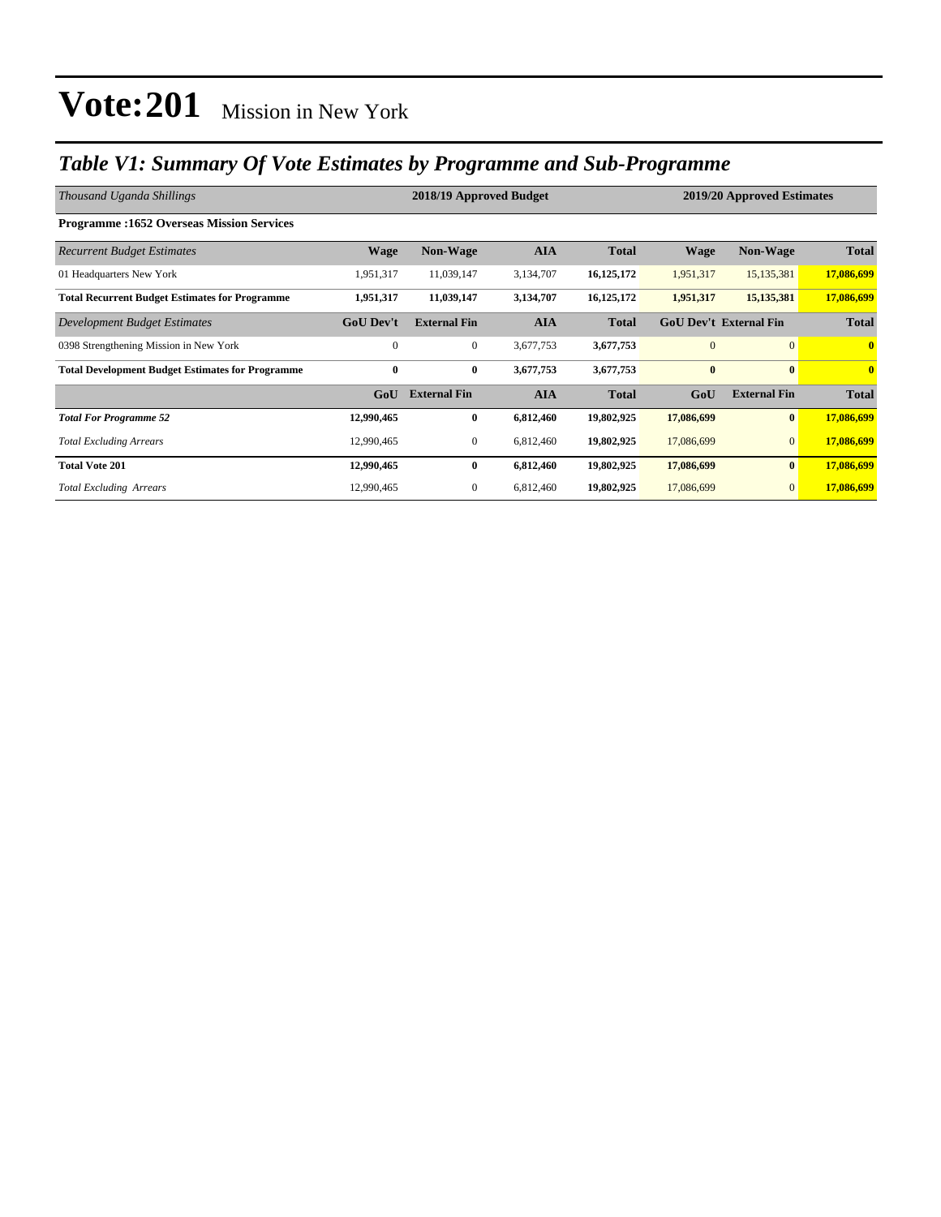# Vote:201 Mission in New York

## *Table V1: Summary Of Vote Estimates by Programme and Sub-Programme*

| *Thousand Uganda Shillings* | 2018/19 Approved Budget | | | | 2019/20 Approved Estimates | | |
|---|---|---|---|---|---|---|---|
| **Programme :1652 Overseas Mission Services** | | | | | | | |
| *Recurrent Budget Estimates* | **Wage** | **Non-Wage** | **AIA** | **Total** | **Wage** | **Non-Wage** | **Total** |
| 01 Headquarters New York | 1,951,317 | 11,039,147 | 3,134,707 | **16,125,172** | 1,951,317 | 15,135,381 | **17,086,699** |
| **Total Recurrent Budget Estimates for Programme** | **1,951,317** | **11,039,147** | **3,134,707** | **16,125,172** | **1,951,317** | **15,135,381** | **17,086,699** |
| *Development Budget Estimates* | **GoU Dev't** | **External Fin** | **AIA** | **Total** | **GoU Dev't** | **External Fin** | **Total** |
| 0398 Strengthening Mission in New York | 0 | 0 | 3,677,753 | **3,677,753** | 0 | 0 | **0** |
| **Total Development Budget Estimates for Programme** | **0** | **0** | **3,677,753** | **3,677,753** | **0** | **0** | **0** |
| | **GoU** | **External Fin** | **AIA** | **Total** | **GoU** | **External Fin** | **Total** |
| ***Total For Programme 52*** | **12,990,465** | **0** | **6,812,460** | **19,802,925** | **17,086,699** | **0** | **17,086,699** |
| *Total Excluding Arrears* | 12,990,465 | 0 | 6,812,460 | **19,802,925** | 17,086,699 | 0 | **17,086,699** |
| **Total Vote 201** | **12,990,465** | **0** | **6,812,460** | **19,802,925** | **17,086,699** | **0** | **17,086,699** |
| *Total Excluding Arrears* | 12,990,465 | 0 | 6,812,460 | **19,802,925** | 17,086,699 | 0 | **17,086,699** |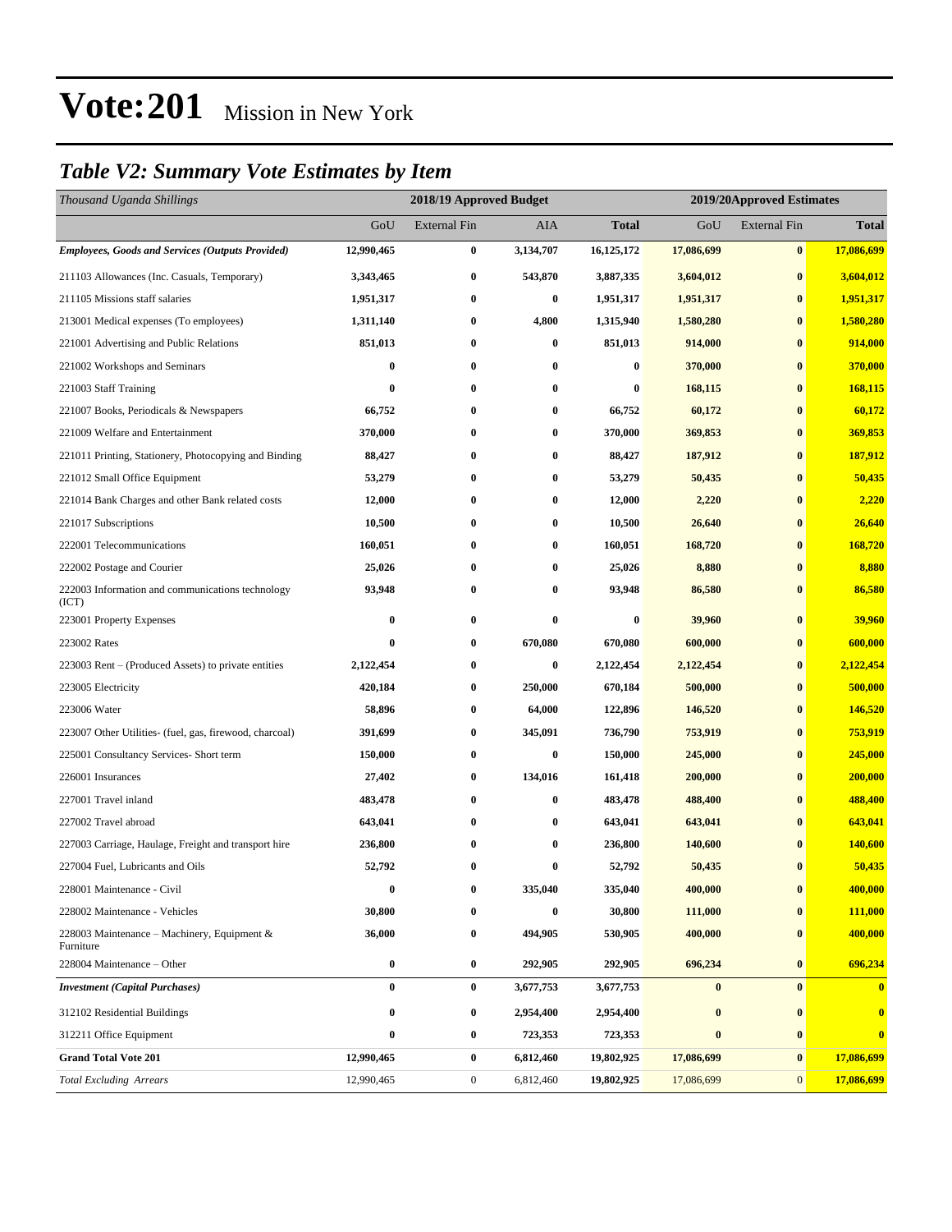# Vote:201 Mission in New York

## *Table V2: Summary Vote Estimates by Item*

| *Thousand Uganda Shillings* | 2018/19 Approved Budget | | | | 2019/20Approved Estimates | | |
|---|---|---|---|---|---|---|---|
| | GoU | External Fin | AIA | **Total** | GoU | External Fin | **Total** |
| ***Employees, Goods and Services (Outputs Provided)*** | **12,990,465** | **0** | **3,134,707** | **16,125,172** | **17,086,699** | **0** | **17,086,699** |
| 211103 Allowances (Inc. Casuals, Temporary) | **3,343,465** | **0** | **543,870** | **3,887,335** | **3,604,012** | **0** | **3,604,012** |
| 211105 Missions staff salaries | **1,951,317** | **0** | **0** | **1,951,317** | **1,951,317** | **0** | **1,951,317** |
| 213001 Medical expenses (To employees) | **1,311,140** | **0** | **4,800** | **1,315,940** | **1,580,280** | **0** | **1,580,280** |
| 221001 Advertising and Public Relations | **851,013** | **0** | **0** | **851,013** | **914,000** | **0** | **914,000** |
| 221002 Workshops and Seminars | **0** | **0** | **0** | **0** | **370,000** | **0** | **370,000** |
| 221003 Staff Training | **0** | **0** | **0** | **0** | **168,115** | **0** | **168,115** |
| 221007 Books, Periodicals & Newspapers | **66,752** | **0** | **0** | **66,752** | **60,172** | **0** | **60,172** |
| 221009 Welfare and Entertainment | **370,000** | **0** | **0** | **370,000** | **369,853** | **0** | **369,853** |
| 221011 Printing, Stationery, Photocopying and Binding | **88,427** | **0** | **0** | **88,427** | **187,912** | **0** | **187,912** |
| 221012 Small Office Equipment | **53,279** | **0** | **0** | **53,279** | **50,435** | **0** | **50,435** |
| 221014 Bank Charges and other Bank related costs | **12,000** | **0** | **0** | **12,000** | **2,220** | **0** | **2,220** |
| 221017 Subscriptions | **10,500** | **0** | **0** | **10,500** | **26,640** | **0** | **26,640** |
| 222001 Telecommunications | **160,051** | **0** | **0** | **160,051** | **168,720** | **0** | **168,720** |
| 222002 Postage and Courier | **25,026** | **0** | **0** | **25,026** | **8,880** | **0** | **8,880** |
| 222003 Information and communications technology (ICT) | **93,948** | **0** | **0** | **93,948** | **86,580** | **0** | **86,580** |
| 223001 Property Expenses | **0** | **0** | **0** | **0** | **39,960** | **0** | **39,960** |
| 223002 Rates | **0** | **0** | **670,080** | **670,080** | **600,000** | **0** | **600,000** |
| 223003 Rent – (Produced Assets) to private entities | **2,122,454** | **0** | **0** | **2,122,454** | **2,122,454** | **0** | **2,122,454** |
| 223005 Electricity | **420,184** | **0** | **250,000** | **670,184** | **500,000** | **0** | **500,000** |
| 223006 Water | **58,896** | **0** | **64,000** | **122,896** | **146,520** | **0** | **146,520** |
| 223007 Other Utilities- (fuel, gas, firewood, charcoal) | **391,699** | **0** | **345,091** | **736,790** | **753,919** | **0** | **753,919** |
| 225001 Consultancy Services- Short term | **150,000** | **0** | **0** | **150,000** | **245,000** | **0** | **245,000** |
| 226001 Insurances | **27,402** | **0** | **134,016** | **161,418** | **200,000** | **0** | **200,000** |
| 227001 Travel inland | **483,478** | **0** | **0** | **483,478** | **488,400** | **0** | **488,400** |
| 227002 Travel abroad | **643,041** | **0** | **0** | **643,041** | **643,041** | **0** | **643,041** |
| 227003 Carriage, Haulage, Freight and transport hire | **236,800** | **0** | **0** | **236,800** | **140,600** | **0** | **140,600** |
| 227004 Fuel, Lubricants and Oils | **52,792** | **0** | **0** | **52,792** | **50,435** | **0** | **50,435** |
| 228001 Maintenance - Civil | **0** | **0** | **335,040** | **335,040** | **400,000** | **0** | **400,000** |
| 228002 Maintenance - Vehicles | **30,800** | **0** | **0** | **30,800** | **111,000** | **0** | **111,000** |
| 228003 Maintenance – Machinery, Equipment & Furniture | **36,000** | **0** | **494,905** | **530,905** | **400,000** | **0** | **400,000** |
| 228004 Maintenance – Other | **0** | **0** | **292,905** | **292,905** | **696,234** | **0** | **696,234** |
| ***Investment (Capital Purchases)*** | **0** | **0** | **3,677,753** | **3,677,753** | **0** | **0** | **0** |
| 312102 Residential Buildings | **0** | **0** | **2,954,400** | **2,954,400** | **0** | **0** | **0** |
| 312211 Office Equipment | **0** | **0** | **723,353** | **723,353** | **0** | **0** | **0** |
| **Grand Total Vote 201** | **12,990,465** | **0** | **6,812,460** | **19,802,925** | **17,086,699** | **0** | **17,086,699** |
| *Total Excluding Arrears* | 12,990,465 | 0 | 6,812,460 | **19,802,925** | 17,086,699 | 0 | **17,086,699** |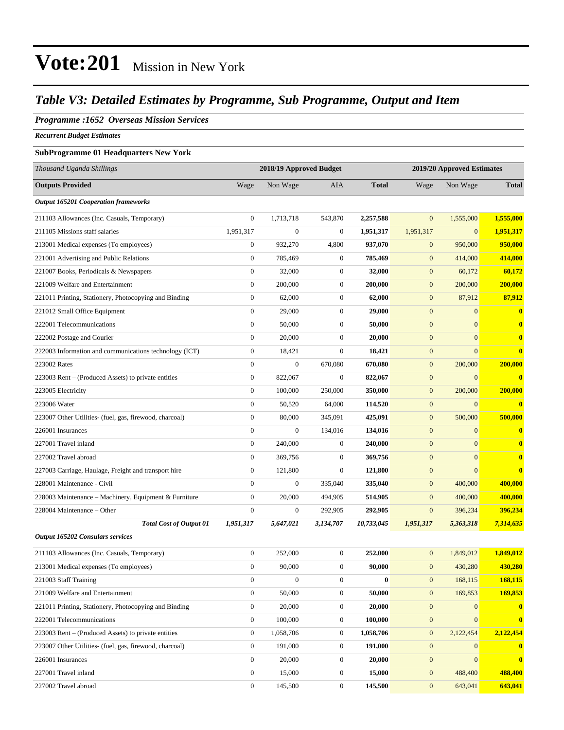# Vote:201 Mission in New York

## *Table V3: Detailed Estimates by Programme, Sub Programme, Output and Item*

### *Programme :1652 Overseas Mission Services*

*Recurrent Budget Estimates*

**SubProgramme 01 Headquarters New York**

| *Thousand Uganda Shillings* | 2018/19 Approved Budget | | | | 2019/20 Approved Estimates | | |
|---|---|---|---|---|---|---|---|
| **Outputs Provided** | Wage | Non Wage | AIA | **Total** | Wage | Non Wage | **Total** |
| ***Output 165201 Cooperation frameworks*** | | | | | | | |
| 211103 Allowances (Inc. Casuals, Temporary) | 0 | 1,713,718 | 543,870 | **2,257,588** | 0 | 1,555,000 | **1,555,000** |
| 211105 Missions staff salaries | 1,951,317 | 0 | 0 | **1,951,317** | 1,951,317 | 0 | **1,951,317** |
| 213001 Medical expenses (To employees) | 0 | 932,270 | 4,800 | **937,070** | 0 | 950,000 | **950,000** |
| 221001 Advertising and Public Relations | 0 | 785,469 | 0 | **785,469** | 0 | 414,000 | **414,000** |
| 221007 Books, Periodicals & Newspapers | 0 | 32,000 | 0 | **32,000** | 0 | 60,172 | **60,172** |
| 221009 Welfare and Entertainment | 0 | 200,000 | 0 | **200,000** | 0 | 200,000 | **200,000** |
| 221011 Printing, Stationery, Photocopying and Binding | 0 | 62,000 | 0 | **62,000** | 0 | 87,912 | **87,912** |
| 221012 Small Office Equipment | 0 | 29,000 | 0 | **29,000** | 0 | 0 | **0** |
| 222001 Telecommunications | 0 | 50,000 | 0 | **50,000** | 0 | 0 | **0** |
| 222002 Postage and Courier | 0 | 20,000 | 0 | **20,000** | 0 | 0 | **0** |
| 222003 Information and communications technology (ICT) | 0 | 18,421 | 0 | **18,421** | 0 | 0 | **0** |
| 223002 Rates | 0 | 0 | 670,080 | **670,080** | 0 | 200,000 | **200,000** |
| 223003 Rent – (Produced Assets) to private entities | 0 | 822,067 | 0 | **822,067** | 0 | 0 | **0** |
| 223005 Electricity | 0 | 100,000 | 250,000 | **350,000** | 0 | 200,000 | **200,000** |
| 223006 Water | 0 | 50,520 | 64,000 | **114,520** | 0 | 0 | **0** |
| 223007 Other Utilities- (fuel, gas, firewood, charcoal) | 0 | 80,000 | 345,091 | **425,091** | 0 | 500,000 | **500,000** |
| 226001 Insurances | 0 | 0 | 134,016 | **134,016** | 0 | 0 | **0** |
| 227001 Travel inland | 0 | 240,000 | 0 | **240,000** | 0 | 0 | **0** |
| 227002 Travel abroad | 0 | 369,756 | 0 | **369,756** | 0 | 0 | **0** |
| 227003 Carriage, Haulage, Freight and transport hire | 0 | 121,800 | 0 | **121,800** | 0 | 0 | **0** |
| 228001 Maintenance - Civil | 0 | 0 | 335,040 | **335,040** | 0 | 400,000 | **400,000** |
| 228003 Maintenance – Machinery, Equipment & Furniture | 0 | 20,000 | 494,905 | **514,905** | 0 | 400,000 | **400,000** |
| 228004 Maintenance – Other | 0 | 0 | 292,905 | **292,905** | 0 | 396,234 | **396,234** |
| ***Total Cost of Output 01*** | ***1,951,317*** | ***5,647,021*** | ***3,134,707*** | ***10,733,045*** | ***1,951,317*** | ***5,363,318*** | ***7,314,635*** |
| ***Output 165202 Consulars services*** | | | | | | | |
| 211103 Allowances (Inc. Casuals, Temporary) | 0 | 252,000 | 0 | **252,000** | 0 | 1,849,012 | **1,849,012** |
| 213001 Medical expenses (To employees) | 0 | 90,000 | 0 | **90,000** | 0 | 430,280 | **430,280** |
| 221003 Staff Training | 0 | 0 | 0 | **0** | 0 | 168,115 | **168,115** |
| 221009 Welfare and Entertainment | 0 | 50,000 | 0 | **50,000** | 0 | 169,853 | **169,853** |
| 221011 Printing, Stationery, Photocopying and Binding | 0 | 20,000 | 0 | **20,000** | 0 | 0 | **0** |
| 222001 Telecommunications | 0 | 100,000 | 0 | **100,000** | 0 | 0 | **0** |
| 223003 Rent – (Produced Assets) to private entities | 0 | 1,058,706 | 0 | **1,058,706** | 0 | 2,122,454 | **2,122,454** |
| 223007 Other Utilities- (fuel, gas, firewood, charcoal) | 0 | 191,000 | 0 | **191,000** | 0 | 0 | **0** |
| 226001 Insurances | 0 | 20,000 | 0 | **20,000** | 0 | 0 | **0** |
| 227001 Travel inland | 0 | 15,000 | 0 | **15,000** | 0 | 488,400 | **488,400** |
| 227002 Travel abroad | 0 | 145,500 | 0 | **145,500** | 0 | 643,041 | **643,041** |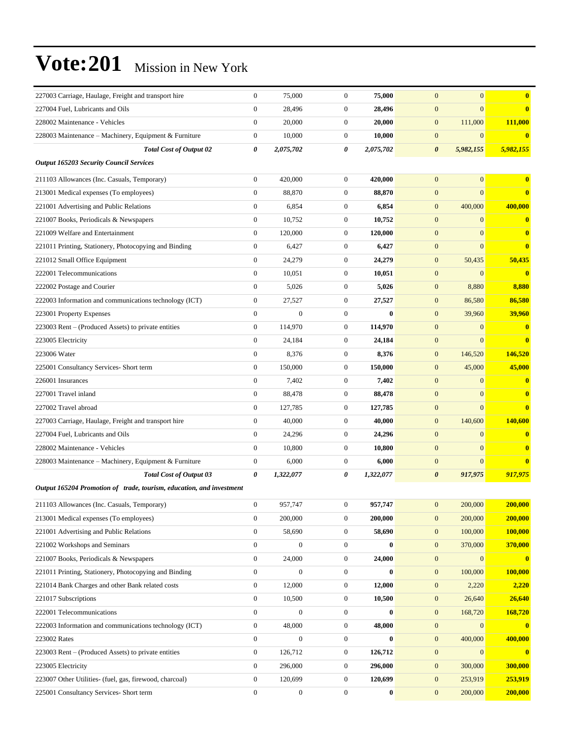# Vote:201 Mission in New York

| | | | | | | | |
|---|---|---|---|---|---|---|---|
| 227003 Carriage, Haulage, Freight and transport hire | 0 | 75,000 | 0 | **75,000** | 0 | 0 | **0** |
| 227004 Fuel, Lubricants and Oils | 0 | 28,496 | 0 | **28,496** | 0 | 0 | **0** |
| 228002 Maintenance - Vehicles | 0 | 20,000 | 0 | **20,000** | 0 | 111,000 | **111,000** |
| 228003 Maintenance – Machinery, Equipment & Furniture | 0 | 10,000 | 0 | **10,000** | 0 | 0 | **0** |
| ***Total Cost of Output 02*** | ***0*** | ***2,075,702*** | ***0*** | ***2,075,702*** | ***0*** | ***5,982,155*** | ***5,982,155*** |
| ***Output 165203 Security Council Services*** | | | | | | | |
| 211103 Allowances (Inc. Casuals, Temporary) | 0 | 420,000 | 0 | **420,000** | 0 | 0 | **0** |
| 213001 Medical expenses (To employees) | 0 | 88,870 | 0 | **88,870** | 0 | 0 | **0** |
| 221001 Advertising and Public Relations | 0 | 6,854 | 0 | **6,854** | 0 | 400,000 | **400,000** |
| 221007 Books, Periodicals & Newspapers | 0 | 10,752 | 0 | **10,752** | 0 | 0 | **0** |
| 221009 Welfare and Entertainment | 0 | 120,000 | 0 | **120,000** | 0 | 0 | **0** |
| 221011 Printing, Stationery, Photocopying and Binding | 0 | 6,427 | 0 | **6,427** | 0 | 0 | **0** |
| 221012 Small Office Equipment | 0 | 24,279 | 0 | **24,279** | 0 | 50,435 | **50,435** |
| 222001 Telecommunications | 0 | 10,051 | 0 | **10,051** | 0 | 0 | **0** |
| 222002 Postage and Courier | 0 | 5,026 | 0 | **5,026** | 0 | 8,880 | **8,880** |
| 222003 Information and communications technology (ICT) | 0 | 27,527 | 0 | **27,527** | 0 | 86,580 | **86,580** |
| 223001 Property Expenses | 0 | 0 | 0 | **0** | 0 | 39,960 | **39,960** |
| 223003 Rent – (Produced Assets) to private entities | 0 | 114,970 | 0 | **114,970** | 0 | 0 | **0** |
| 223005 Electricity | 0 | 24,184 | 0 | **24,184** | 0 | 0 | **0** |
| 223006 Water | 0 | 8,376 | 0 | **8,376** | 0 | 146,520 | **146,520** |
| 225001 Consultancy Services- Short term | 0 | 150,000 | 0 | **150,000** | 0 | 45,000 | **45,000** |
| 226001 Insurances | 0 | 7,402 | 0 | **7,402** | 0 | 0 | **0** |
| 227001 Travel inland | 0 | 88,478 | 0 | **88,478** | 0 | 0 | **0** |
| 227002 Travel abroad | 0 | 127,785 | 0 | **127,785** | 0 | 0 | **0** |
| 227003 Carriage, Haulage, Freight and transport hire | 0 | 40,000 | 0 | **40,000** | 0 | 140,600 | **140,600** |
| 227004 Fuel, Lubricants and Oils | 0 | 24,296 | 0 | **24,296** | 0 | 0 | **0** |
| 228002 Maintenance - Vehicles | 0 | 10,800 | 0 | **10,800** | 0 | 0 | **0** |
| 228003 Maintenance – Machinery, Equipment & Furniture | 0 | 6,000 | 0 | **6,000** | 0 | 0 | **0** |
| ***Total Cost of Output 03*** | ***0*** | ***1,322,077*** | ***0*** | ***1,322,077*** | ***0*** | ***917,975*** | ***917,975*** |
| ***Output 165204 Promotion of trade, tourism, education, and investment*** | | | | | | | |
| 211103 Allowances (Inc. Casuals, Temporary) | 0 | 957,747 | 0 | **957,747** | 0 | 200,000 | **200,000** |
| 213001 Medical expenses (To employees) | 0 | 200,000 | 0 | **200,000** | 0 | 200,000 | **200,000** |
| 221001 Advertising and Public Relations | 0 | 58,690 | 0 | **58,690** | 0 | 100,000 | **100,000** |
| 221002 Workshops and Seminars | 0 | 0 | 0 | **0** | 0 | 370,000 | **370,000** |
| 221007 Books, Periodicals & Newspapers | 0 | 24,000 | 0 | **24,000** | 0 | 0 | **0** |
| 221011 Printing, Stationery, Photocopying and Binding | 0 | 0 | 0 | **0** | 0 | 100,000 | **100,000** |
| 221014 Bank Charges and other Bank related costs | 0 | 12,000 | 0 | **12,000** | 0 | 2,220 | **2,220** |
| 221017 Subscriptions | 0 | 10,500 | 0 | **10,500** | 0 | 26,640 | **26,640** |
| 222001 Telecommunications | 0 | 0 | 0 | **0** | 0 | 168,720 | **168,720** |
| 222003 Information and communications technology (ICT) | 0 | 48,000 | 0 | **48,000** | 0 | 0 | **0** |
| 223002 Rates | 0 | 0 | 0 | **0** | 0 | 400,000 | **400,000** |
| 223003 Rent – (Produced Assets) to private entities | 0 | 126,712 | 0 | **126,712** | 0 | 0 | **0** |
| 223005 Electricity | 0 | 296,000 | 0 | **296,000** | 0 | 300,000 | **300,000** |
| 223007 Other Utilities- (fuel, gas, firewood, charcoal) | 0 | 120,699 | 0 | **120,699** | 0 | 253,919 | **253,919** |
| 225001 Consultancy Services- Short term | 0 | 0 | 0 | **0** | 0 | 200,000 | **200,000** |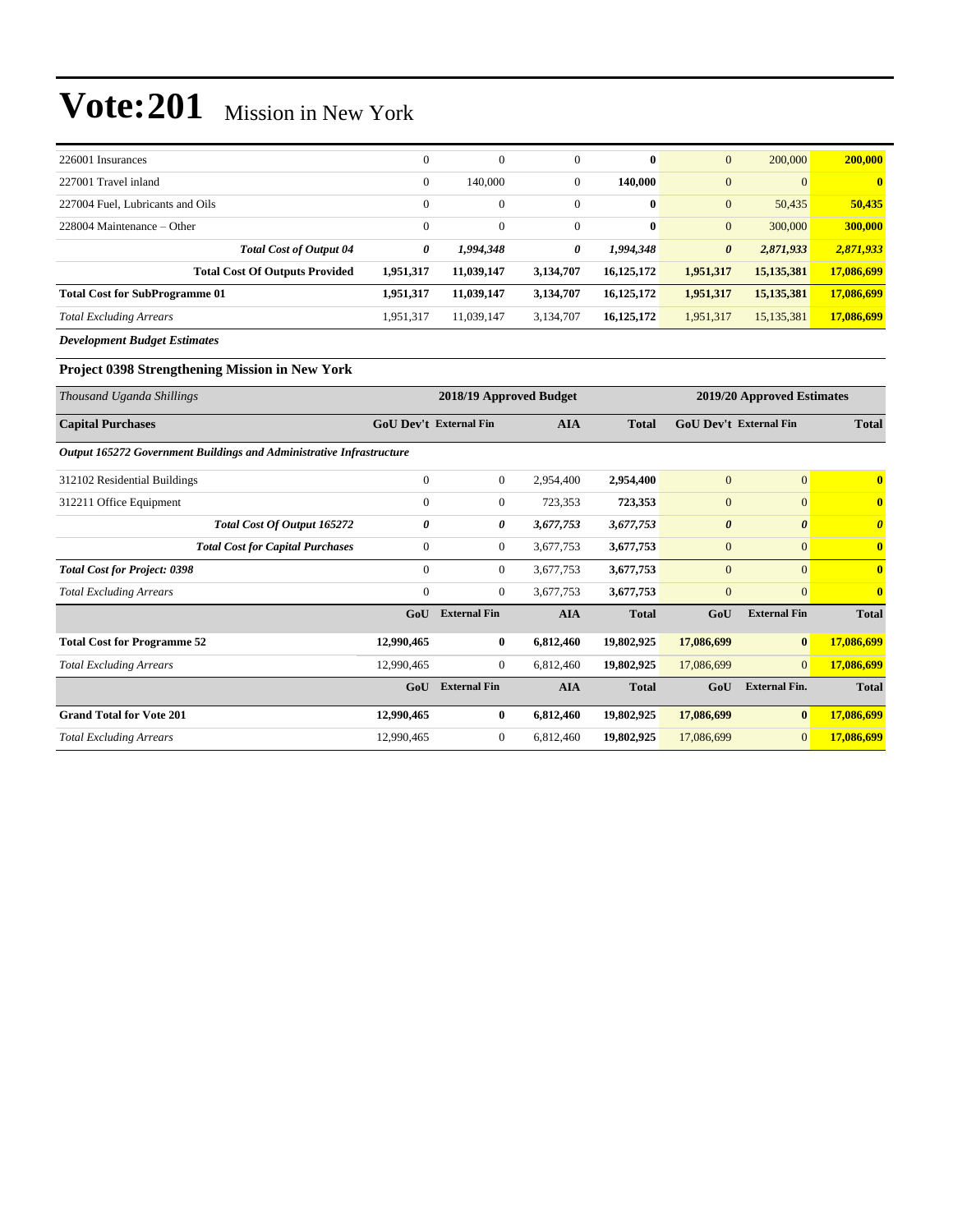# Vote:201 Mission in New York

| | | | | | | | |
|---|---|---|---|---|---|---|---|
| 226001 Insurances | 0 | 0 | 0 | **0** | 0 | 200,000 | **200,000** |
| 227001 Travel inland | 0 | 140,000 | 0 | **140,000** | 0 | 0 | **0** |
| 227004 Fuel, Lubricants and Oils | 0 | 0 | 0 | **0** | 0 | 50,435 | **50,435** |
| 228004 Maintenance – Other | 0 | 0 | 0 | **0** | 0 | 300,000 | **300,000** |
| ***Total Cost of Output 04*** | ***0*** | ***1,994,348*** | ***0*** | ***1,994,348*** | ***0*** | ***2,871,933*** | ***2,871,933*** |
| **Total Cost Of Outputs Provided** | **1,951,317** | **11,039,147** | **3,134,707** | **16,125,172** | **1,951,317** | **15,135,381** | **17,086,699** |
| **Total Cost for SubProgramme 01** | **1,951,317** | **11,039,147** | **3,134,707** | **16,125,172** | **1,951,317** | **15,135,381** | **17,086,699** |
| *Total Excluding Arrears* | 1,951,317 | 11,039,147 | 3,134,707 | **16,125,172** | 1,951,317 | 15,135,381 | **17,086,699** |

***Development Budget Estimates***

### Project 0398 Strengthening Mission in New York

| *Thousand Uganda Shillings* | 2018/19 Approved Budget | | | | 2019/20 Approved Estimates | | |
|---|---|---|---|---|---|---|---|
| **Capital Purchases** | **GoU Dev't** | **External Fin** | **AIA** | **Total** | **GoU Dev't** | **External Fin** | **Total** |
| ***Output 165272 Government Buildings and Administrative Infrastructure*** | | | | | | | |
| 312102 Residential Buildings | 0 | 0 | 2,954,400 | **2,954,400** | 0 | 0 | **0** |
| 312211 Office Equipment | 0 | 0 | 723,353 | **723,353** | 0 | 0 | **0** |
| ***Total Cost Of Output 165272*** | ***0*** | ***0*** | ***3,677,753*** | ***3,677,753*** | ***0*** | ***0*** | ***0*** |
| ***Total Cost for Capital Purchases*** | 0 | 0 | 3,677,753 | **3,677,753** | 0 | 0 | **0** |
| ***Total Cost for Project: 0398*** | 0 | 0 | 3,677,753 | **3,677,753** | 0 | 0 | **0** |
| *Total Excluding Arrears* | 0 | 0 | 3,677,753 | **3,677,753** | 0 | 0 | **0** |
| | **GoU** | **External Fin** | **AIA** | **Total** | **GoU** | **External Fin** | **Total** |
| **Total Cost for Programme 52** | **12,990,465** | **0** | **6,812,460** | **19,802,925** | **17,086,699** | **0** | **17,086,699** |
| *Total Excluding Arrears* | 12,990,465 | 0 | 6,812,460 | **19,802,925** | 17,086,699 | 0 | **17,086,699** |
| | **GoU** | **External Fin** | **AIA** | **Total** | **GoU** | **External Fin.** | **Total** |
| **Grand Total for Vote 201** | **12,990,465** | **0** | **6,812,460** | **19,802,925** | **17,086,699** | **0** | **17,086,699** |
| *Total Excluding Arrears* | 12,990,465 | 0 | 6,812,460 | **19,802,925** | 17,086,699 | 0 | **17,086,699** |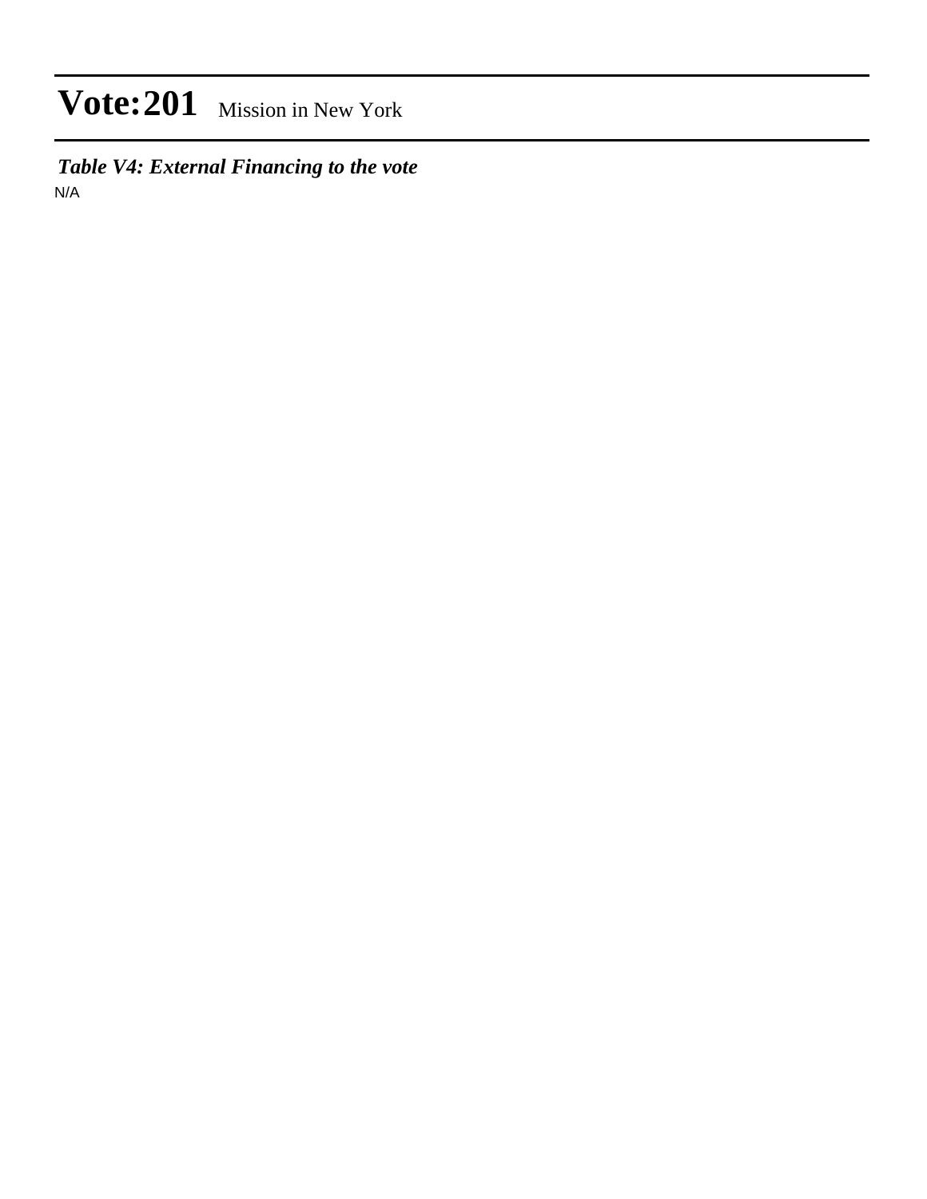# Vote:201 Mission in New York

***Table V4: External Financing to the vote***

N/A